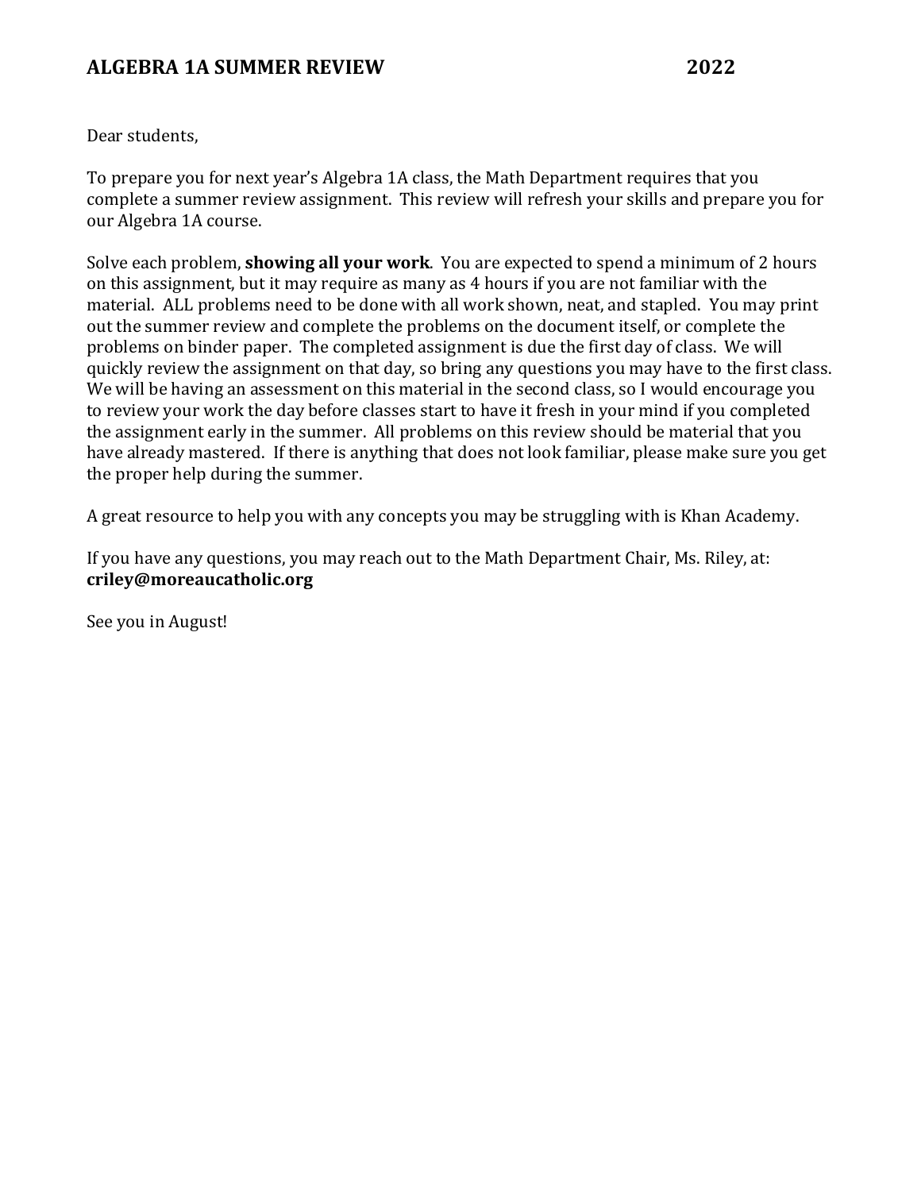# ALGEBRA 1A SUMMER REVIEW 2022

Dear students,

To prepare you for next year's Algebra 1A class, the Math Department requires that you complete a summer review assignment. This review will refresh your skills and prepare you for our Algebra 1A course.

Solve each problem, **showing all your work**. You are expected to spend a minimum of 2 hours on this assignment, but it may require as many as 4 hours if you are not familiar with the material. ALL problems need to be done with all work shown, neat, and stapled. You may print out the summer review and complete the problems on the document itself, or complete the problems on binder paper. The completed assignment is due the first day of class. We will quickly review the assignment on that day, so bring any questions you may have to the first class. We will be having an assessment on this material in the second class, so I would encourage you to review your work the day before classes start to have it fresh in your mind if you completed the assignment early in the summer. All problems on this review should be material that you have already mastered. If there is anything that does not look familiar, please make sure you get the proper help during the summer.

A great resource to help you with any concepts you may be struggling with is Khan Academy.

If you have any questions, you may reach out to the Math Department Chair, Ms. Riley, at: **criley@moreaucatholic.org**

See you in August!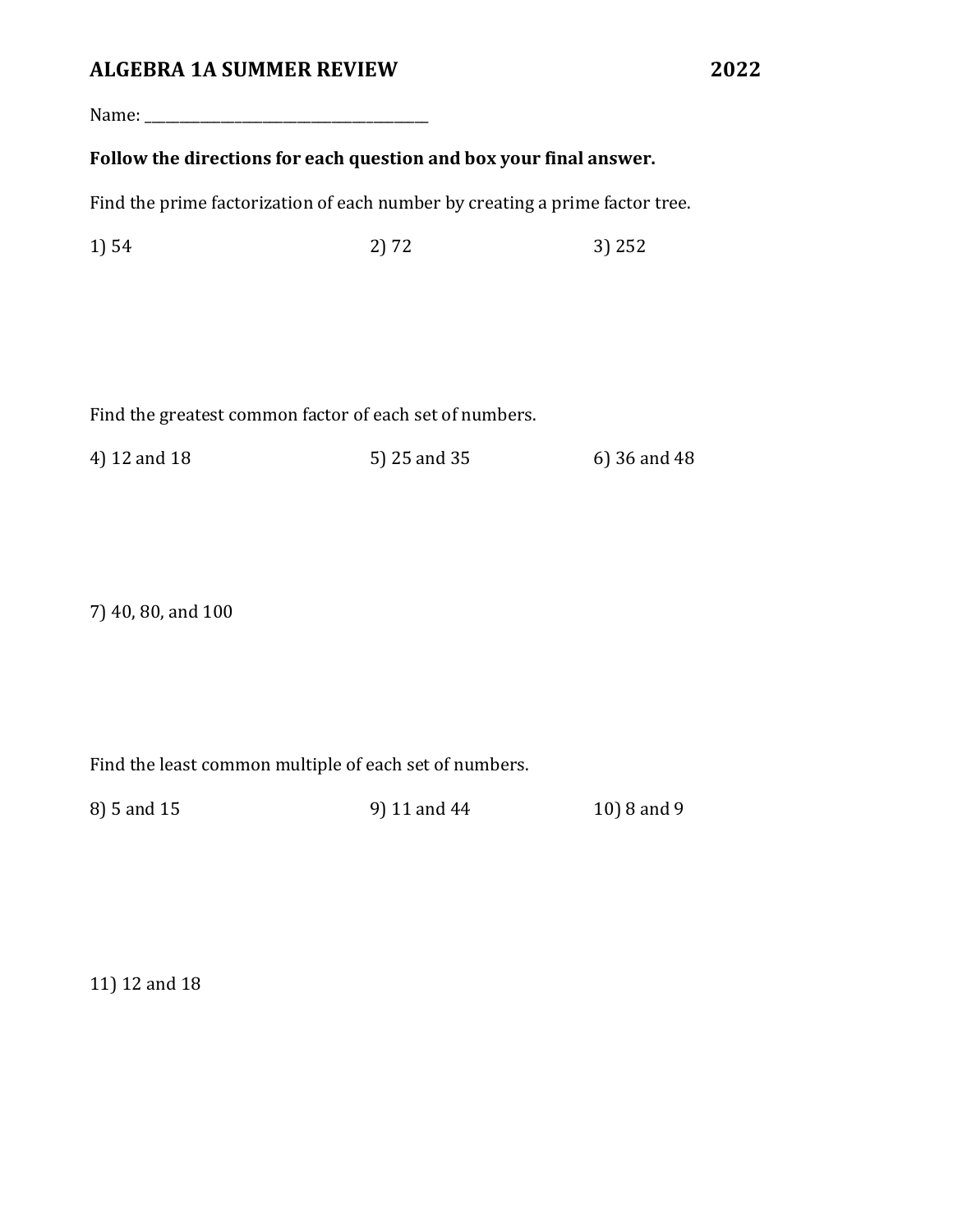# ALGEBRA 1A SUMMER REVIEW 2022

Name: ________________________________________

**Follow the directions for each question and box your final answer.**

Find the prime factorization of each number by creating a prime factor tree.

1) 54

2) 72

3) 252

Find the greatest common factor of each set of numbers.

4) 12 and 18

5) 25 and 35

6) 36 and 48

7) 40, 80, and 100

Find the least common multiple of each set of numbers.

8) 5 and 15

9) 11 and 44

10) 8 and 9

11) 12 and 18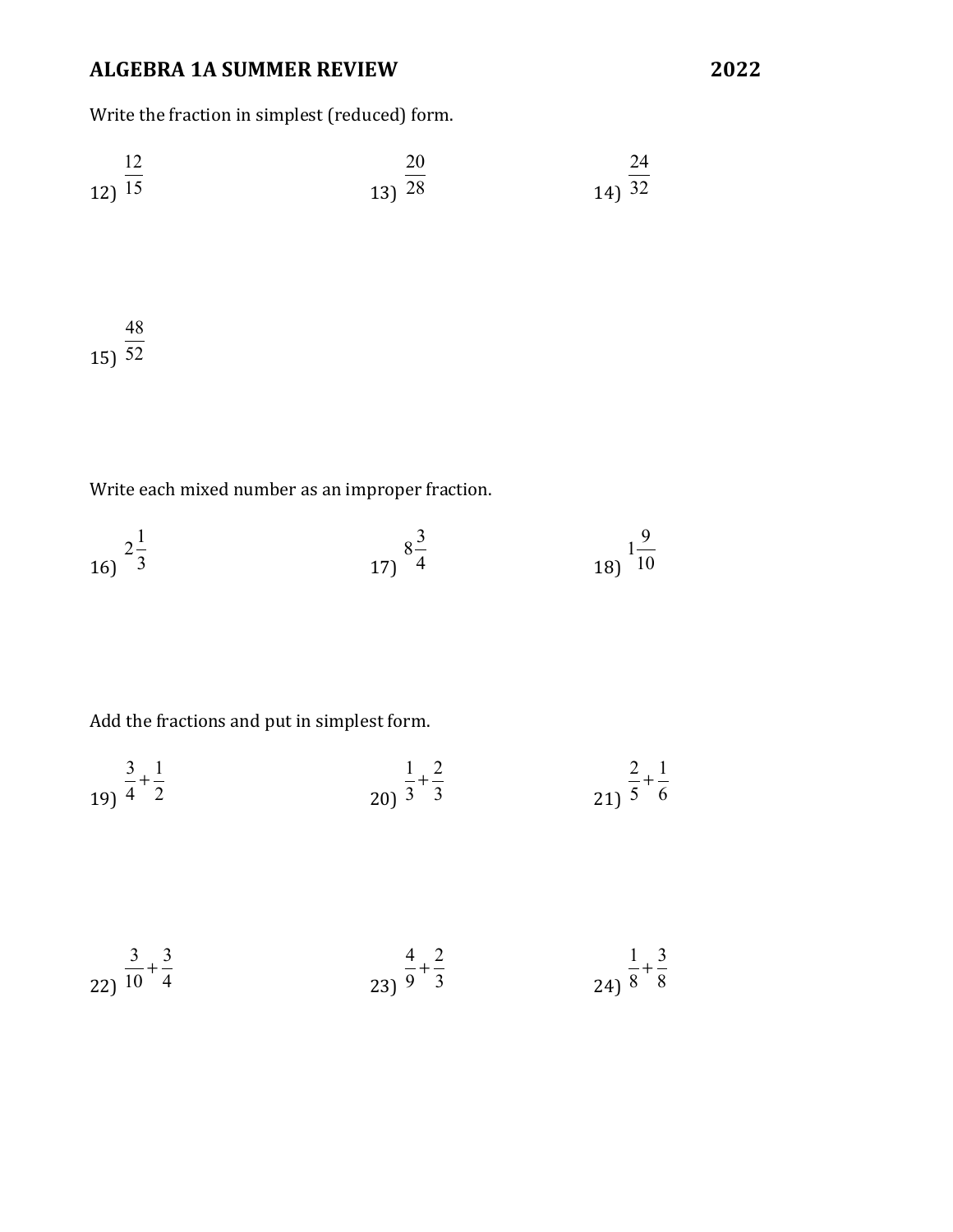# ALGEBRA 1A SUMMER REVIEW 2022

Write the fraction in simplest (reduced) form.

12) $\frac{12}{15}$

13) $\frac{20}{28}$

14) $\frac{24}{32}$

15) $\frac{48}{52}$

Write each mixed number as an improper fraction.

16) $2\frac{1}{3}$

17) $8\frac{3}{4}$

18) $1\frac{9}{10}$

Add the fractions and put in simplest form.

19) $\frac{3}{4}+\frac{1}{2}$

20) $\frac{1}{3}+\frac{2}{3}$

21) $\frac{2}{5}+\frac{1}{6}$

22) $\frac{3}{10}+\frac{3}{4}$

23) $\frac{4}{9}+\frac{2}{3}$

24) $\frac{1}{8}+\frac{3}{8}$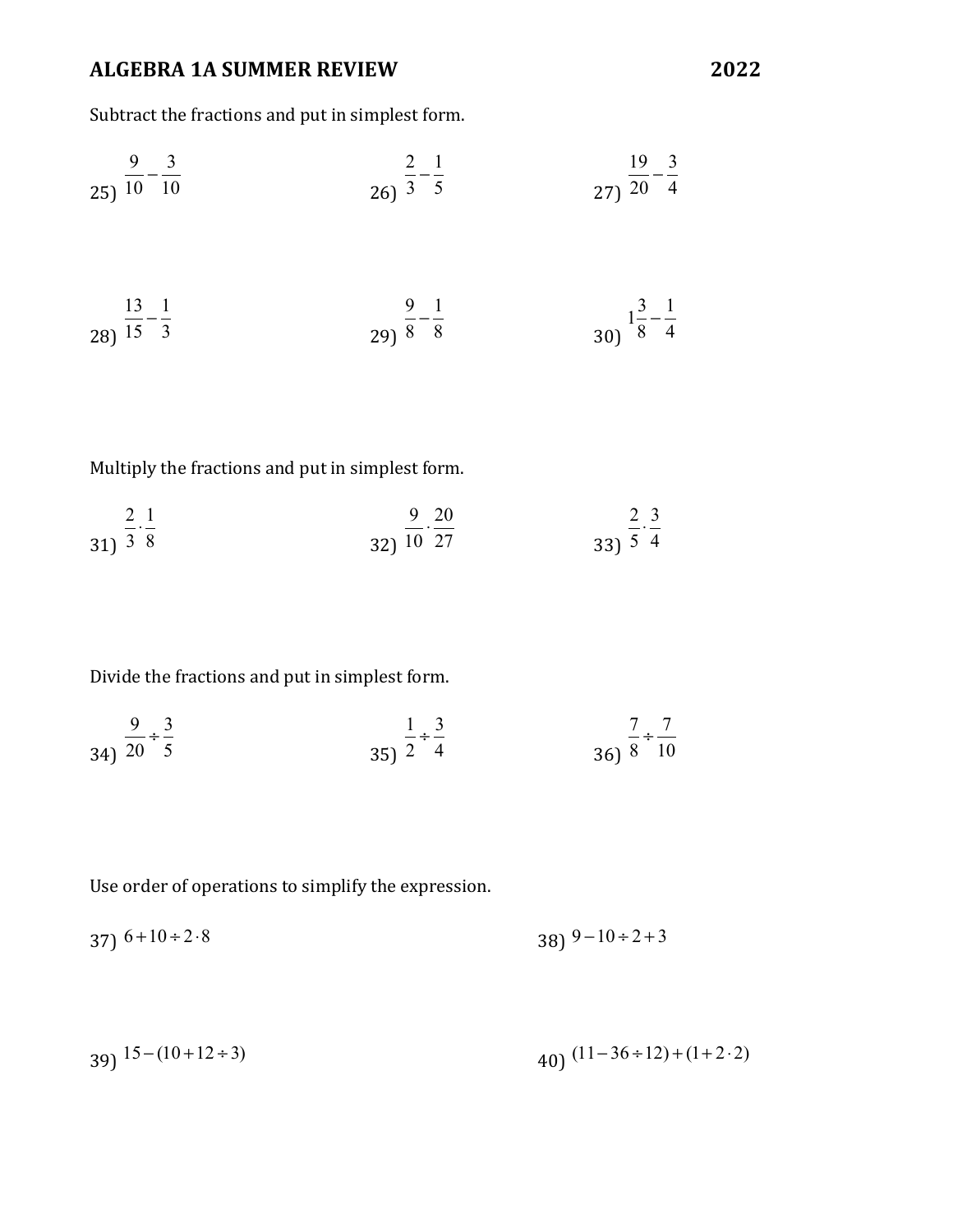## ALGEBRA 1A SUMMER REVIEW 2022

Subtract the fractions and put in simplest form.

25) $\frac{9}{10} - \frac{3}{10}$

26) $\frac{2}{3} - \frac{1}{5}$

27) $\frac{19}{20} - \frac{3}{4}$

28) $\frac{13}{15} - \frac{1}{3}$

29) $\frac{9}{8} - \frac{1}{8}$

30) $1\frac{3}{8} - \frac{1}{4}$

Multiply the fractions and put in simplest form.

31) $\frac{2}{3} \cdot \frac{1}{8}$

32) $\frac{9}{10} \cdot \frac{20}{27}$

33) $\frac{2}{5} \cdot \frac{3}{4}$

Divide the fractions and put in simplest form.

34) $\frac{9}{20} \div \frac{3}{5}$

35) $\frac{1}{2} \div \frac{3}{4}$

36) $\frac{7}{8} \div \frac{7}{10}$

Use order of operations to simplify the expression.

37) $6 + 10 \div 2 \cdot 8$

38) $9 - 10 \div 2 + 3$

39) $15 - (10 + 12 \div 3)$

40) $(11 - 36 \div 12) + (1 + 2 \cdot 2)$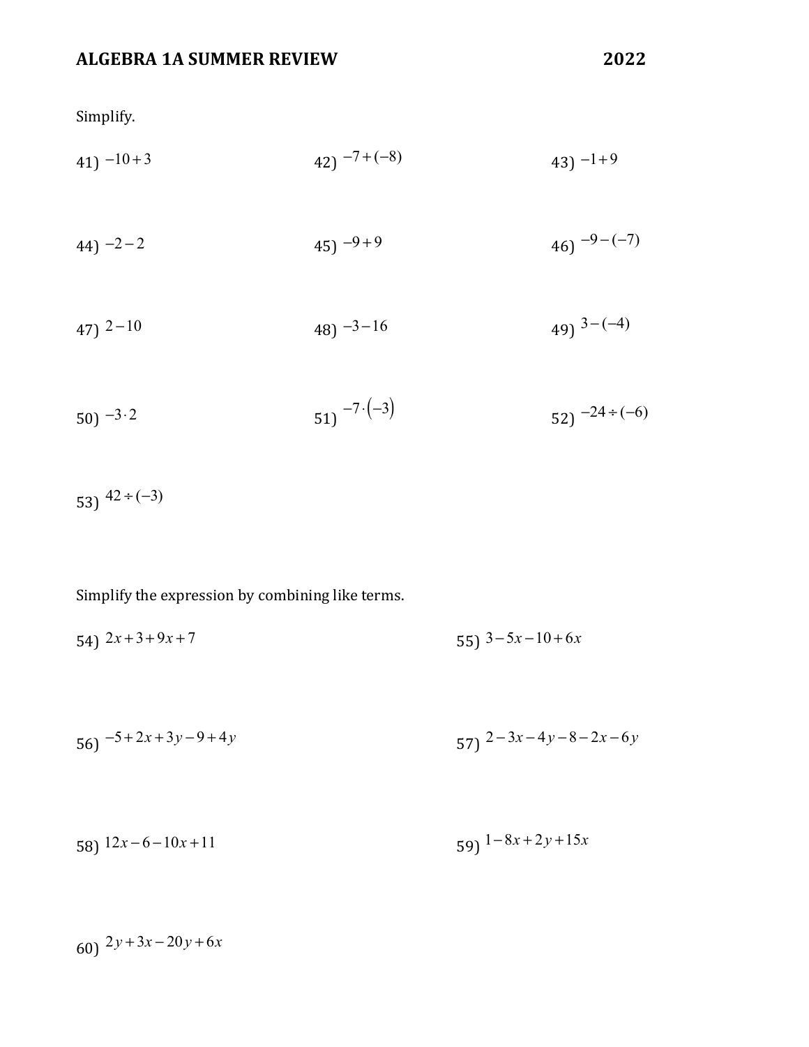## ALGEBRA 1A SUMMER REVIEW 2022

Simplify.

41) $-10+3$

42) $-7+(-8)$

43) $-1+9$

44) $-2-2$

45) $-9+9$

46) $-9-(-7)$

47) $2-10$

48) $-3-16$

49) $3-(-4)$

50) $-3\cdot 2$

51) $-7\cdot(-3)$

52) $-24\div(-6)$

53) $42\div(-3)$

Simplify the expression by combining like terms.

54) $2x+3+9x+7$

55) $3-5x-10+6x$

56) $-5+2x+3y-9+4y$

57) $2-3x-4y-8-2x-6y$

58) $12x-6-10x+11$

59) $1-8x+2y+15x$

60) $2y+3x-20y+6x$